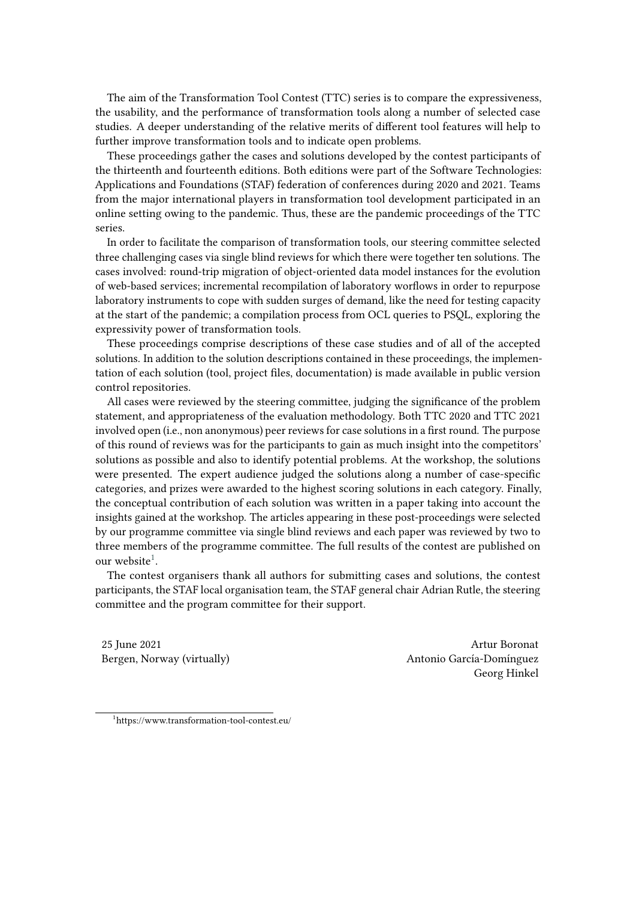The aim of the Transformation Tool Contest (TTC) series is to compare the expressiveness, the usability, and the performance of transformation tools along a number of selected case studies. A deeper understanding of the relative merits of different tool features will help to further improve transformation tools and to indicate open problems.

These proceedings gather the cases and solutions developed by the contest participants of the thirteenth and fourteenth editions. Both editions were part of the Software Technologies: Applications and Foundations (STAF) federation of conferences during 2020 and 2021. Teams from the major international players in transformation tool development participated in an online setting owing to the pandemic. Thus, these are the pandemic proceedings of the TTC series.

In order to facilitate the comparison of transformation tools, our steering committee selected three challenging cases via single blind reviews for which there were together ten solutions. The cases involved: round-trip migration of object-oriented data model instances for the evolution of web-based services; incremental recompilation of laboratory worflows in order to repurpose laboratory instruments to cope with sudden surges of demand, like the need for testing capacity at the start of the pandemic; a compilation process from OCL queries to PSQL, exploring the expressivity power of transformation tools.

These proceedings comprise descriptions of these case studies and of all of the accepted solutions. In addition to the solution descriptions contained in these proceedings, the implementation of each solution (tool, project files, documentation) is made available in public version control repositories.

All cases were reviewed by the steering committee, judging the significance of the problem statement, and appropriateness of the evaluation methodology. Both TTC 2020 and TTC 2021 involved open (i.e., non anonymous) peer reviews for case solutions in a first round. The purpose of this round of reviews was for the participants to gain as much insight into the competitors' solutions as possible and also to identify potential problems. At the workshop, the solutions were presented. The expert audience judged the solutions along a number of case-specific categories, and prizes were awarded to the highest scoring solutions in each category. Finally, the conceptual contribution of each solution was written in a paper taking into account the insights gained at the workshop. The articles appearing in these post-proceedings were selected by our programme committee via single blind reviews and each paper was reviewed by two to three members of the programme committee. The full results of the contest are published on our website[1].

The contest organisers thank all authors for submitting cases and solutions, the contest participants, the STAF local organisation team, the STAF general chair Adrian Rutle, the steering committee and the program committee for their support.

25 June 2021
Bergen, Norway (virtually)

Artur Boronat
Antonio García-Domínguez
Georg Hinkel

[1] https://www.transformation-tool-contest.eu/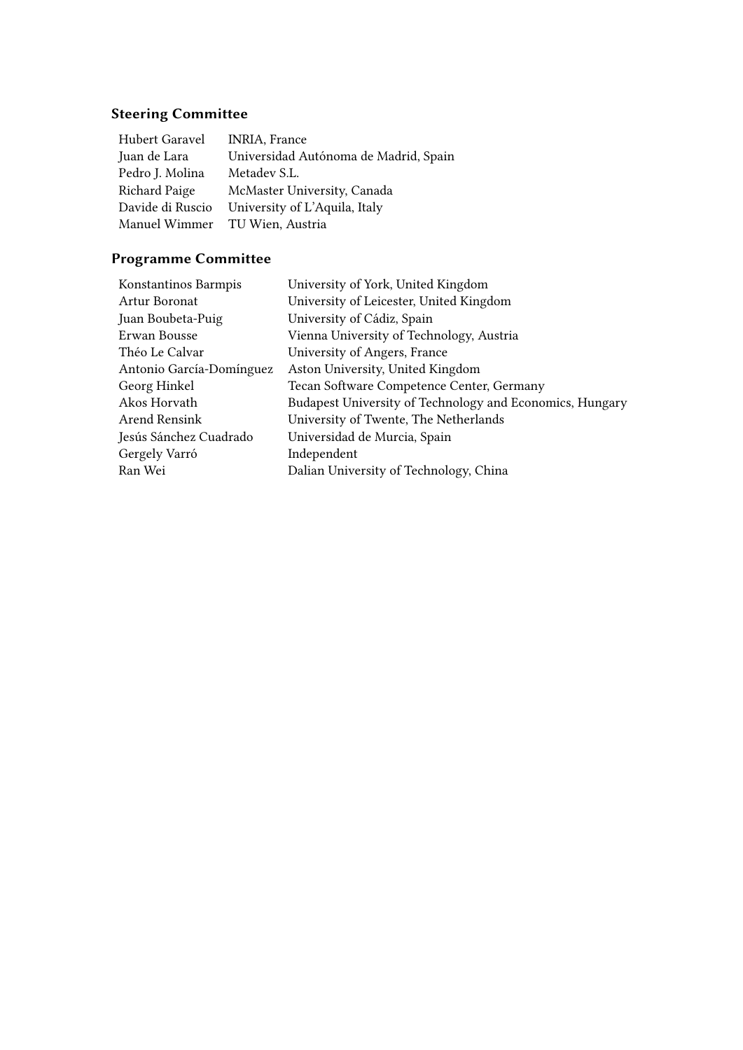## Steering Committee

| | |
|---|---|
| Hubert Garavel | INRIA, France |
| Juan de Lara | Universidad Autónoma de Madrid, Spain |
| Pedro J. Molina | Metadev S.L. |
| Richard Paige | McMaster University, Canada |
| Davide di Ruscio | University of L'Aquila, Italy |
| Manuel Wimmer | TU Wien, Austria |

## Programme Committee

| | |
|---|---|
| Konstantinos Barmpis | University of York, United Kingdom |
| Artur Boronat | University of Leicester, United Kingdom |
| Juan Boubeta-Puig | University of Cádiz, Spain |
| Erwan Bousse | Vienna University of Technology, Austria |
| Théo Le Calvar | University of Angers, France |
| Antonio García-Domínguez | Aston University, United Kingdom |
| Georg Hinkel | Tecan Software Competence Center, Germany |
| Akos Horvath | Budapest University of Technology and Economics, Hungary |
| Arend Rensink | University of Twente, The Netherlands |
| Jesús Sánchez Cuadrado | Universidad de Murcia, Spain |
| Gergely Varró | Independent |
| Ran Wei | Dalian University of Technology, China |